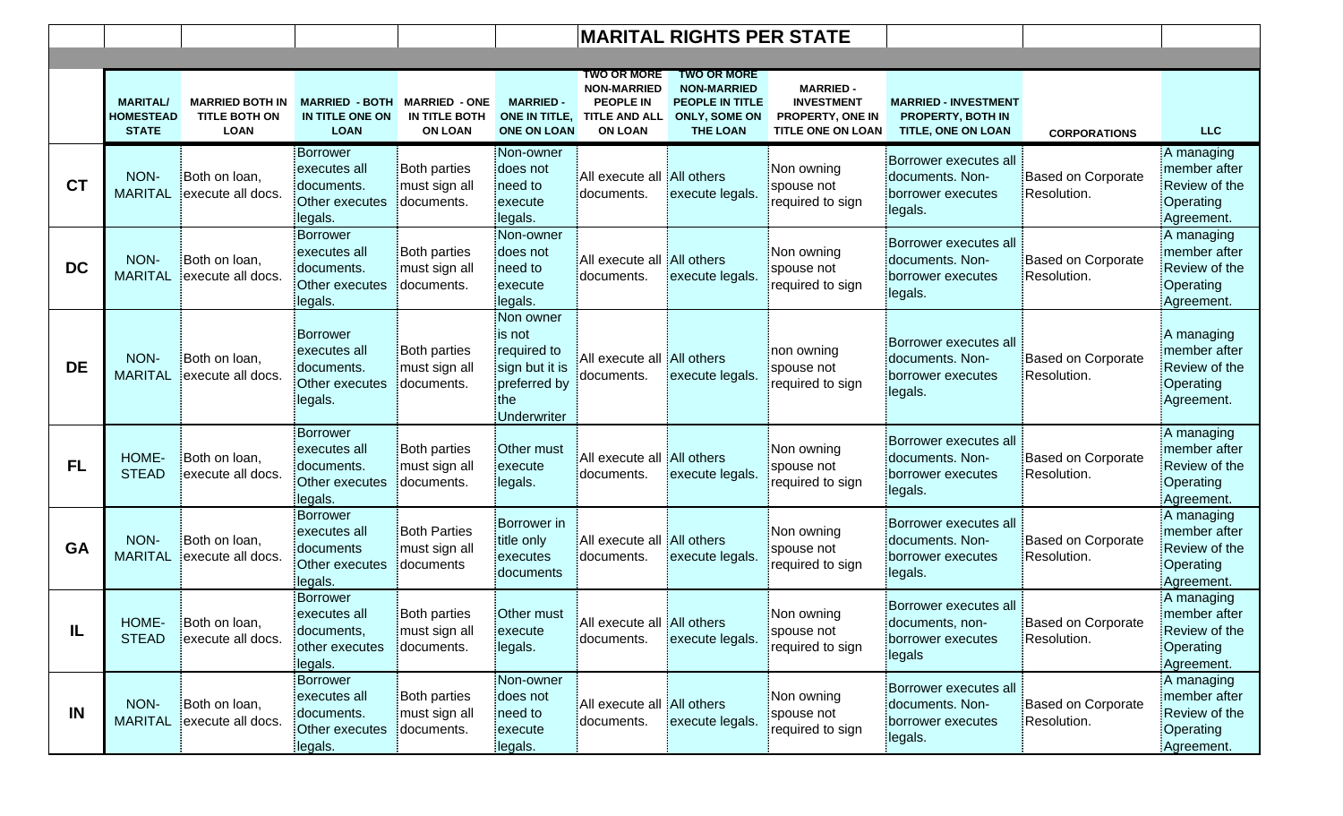# MARITAL RIGHTS PER STATE

| | MARITAL/ HOMESTEAD STATE | MARRIED BOTH IN TITLE BOTH ON LOAN | MARRIED - BOTH IN TITLE ONE ON LOAN | MARRIED - ONE IN TITLE BOTH ON LOAN | MARRIED - ONE IN TITLE, ONE ON LOAN | TWO OR MORE NON-MARRIED PEOPLE IN TITLE AND ALL ON LOAN | TWO OR MORE NON-MARRIED PEOPLE IN TITLE ONLY, SOME ON THE LOAN | MARRIED - INVESTMENT PROPERTY, ONE IN TITLE ONE ON LOAN | MARRIED - INVESTMENT PROPERTY, BOTH IN TITLE, ONE ON LOAN | CORPORATIONS | LLC |
|---|---|---|---|---|---|---|---|---|---|---|---|
| **CT** | NON-MARITAL | Both on loan, execute all docs. | Borrower executes all documents. Other executes legals. | Both parties must sign all documents. | Non-owner does not need to execute legals. | All execute all documents. | All others execute legals. | Non owning spouse not required to sign | Borrower executes all documents. Non-borrower executes legals. | Based on Corporate Resolution. | A managing member after Review of the Operating Agreement. |
| **DC** | NON-MARITAL | Both on loan, execute all docs. | Borrower executes all documents. Other executes legals. | Both parties must sign all documents. | Non-owner does not need to execute legals. | All execute all documents. | All others execute legals. | Non owning spouse not required to sign | Borrower executes all documents. Non-borrower executes legals. | Based on Corporate Resolution. | A managing member after Review of the Operating Agreement. |
| **DE** | NON-MARITAL | Both on loan, execute all docs. | Borrower executes all documents. Other executes legals. | Both parties must sign all documents. | Non owner is not required to sign but it is preferred by the Underwriter | All execute all documents. | All others execute legals. | non owning spouse not required to sign | Borrower executes all documents. Non-borrower executes legals. | Based on Corporate Resolution. | A managing member after Review of the Operating Agreement. |
| **FL** | HOME-STEAD | Both on loan, execute all docs. | Borrower executes all documents. Other executes legals. | Both parties must sign all documents. | Other must execute legals. | All execute all documents. | All others execute legals. | Non owning spouse not required to sign | Borrower executes all documents. Non-borrower executes legals. | Based on Corporate Resolution. | A managing member after Review of the Operating Agreement. |
| **GA** | NON-MARITAL | Both on loan, execute all docs. | Borrower executes all documents Other executes legals. | Both Parties must sign all documents | Borrower in title only executes documents | All execute all documents. | All others execute legals. | Non owning spouse not required to sign | Borrower executes all documents. Non-borrower executes legals. | Based on Corporate Resolution. | A managing member after Review of the Operating Agreement. |
| **IL** | HOME-STEAD | Both on loan, execute all docs. | Borrower executes all documents, other executes legals. | Both parties must sign all documents. | Other must execute legals. | All execute all documents. | All others execute legals. | Non owning spouse not required to sign | Borrower executes all documents, non-borrower executes legals | Based on Corporate Resolution. | A managing member after Review of the Operating Agreement. |
| **IN** | NON-MARITAL | Both on loan, execute all docs. | Borrower executes all documents. Other executes legals. | Both parties must sign all documents. | Non-owner does not need to execute legals. | All execute all documents. | All others execute legals. | Non owning spouse not required to sign | Borrower executes all documents. Non-borrower executes legals. | Based on Corporate Resolution. | A managing member after Review of the Operating Agreement. |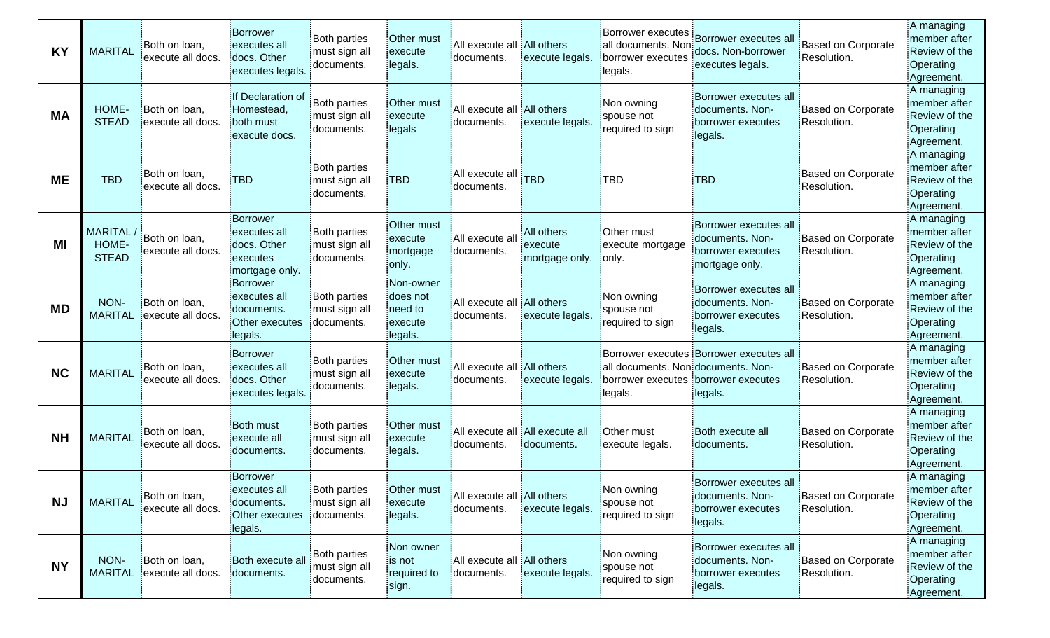| | | | | | | | | | | | |
|---|---|---|---|---|---|---|---|---|---|---|---|
| **KY** | MARITAL | Both on loan, execute all docs. | Borrower executes all docs. Other executes legals. | Both parties must sign all documents. | Other must execute legals. | All execute all documents. | All others execute legals. | Borrower executes all documents. Non borrower executes legals. | Borrower executes all docs. Non-borrower executes legals. | Based on Corporate Resolution. | A managing member after Review of the Operating Agreement. |
| **MA** | HOME-STEAD | Both on loan, execute all docs. | If Declaration of Homestead, both must execute docs. | Both parties must sign all documents. | Other must execute legals | All execute all documents. | All others execute legals. | Non owning spouse not required to sign | Borrower executes all documents. Non-borrower executes legals. | Based on Corporate Resolution. | A managing member after Review of the Operating Agreement. |
| **ME** | TBD | Both on loan, execute all docs. | TBD | Both parties must sign all documents. | TBD | All execute all documents. | TBD | TBD | TBD | Based on Corporate Resolution. | A managing member after Review of the Operating Agreement. |
| **MI** | MARITAL / HOME-STEAD | Both on loan, execute all docs. | Borrower executes all docs. Other executes mortgage only. | Both parties must sign all documents. | Other must execute mortgage only. | All execute all documents. | All others execute mortgage only. | Other must execute mortgage only. | Borrower executes all documents. Non-borrower executes mortgage only. | Based on Corporate Resolution. | A managing member after Review of the Operating Agreement. |
| **MD** | NON-MARITAL | Both on loan, execute all docs. | Borrower executes all documents. Other executes legals. | Both parties must sign all documents. | Non-owner does not need to execute legals. | All execute all documents. | All others execute legals. | Non owning spouse not required to sign | Borrower executes all documents. Non-borrower executes legals. | Based on Corporate Resolution. | A managing member after Review of the Operating Agreement. |
| **NC** | MARITAL | Both on loan, execute all docs. | Borrower executes all docs. Other executes legals. | Both parties must sign all documents. | Other must execute legals. | All execute all documents. | All others execute legals. | Borrower executes all documents. Non borrower executes legals. | Borrower executes all documents. Non-borrower executes legals. | Based on Corporate Resolution. | A managing member after Review of the Operating Agreement. |
| **NH** | MARITAL | Both on loan, execute all docs. | Both must execute all documents. | Both parties must sign all documents. | Other must execute legals. | All execute all documents. | All execute all documents. | Other must execute legals. | Both execute all documents. | Based on Corporate Resolution. | A managing member after Review of the Operating Agreement. |
| **NJ** | MARITAL | Both on loan, execute all docs. | Borrower executes all documents. Other executes legals. | Both parties must sign all documents. | Other must execute legals. | All execute all documents. | All others execute legals. | Non owning spouse not required to sign | Borrower executes all documents. Non-borrower executes legals. | Based on Corporate Resolution. | A managing member after Review of the Operating Agreement. |
| **NY** | NON-MARITAL | Both on loan, execute all docs. | Both execute all documents. | Both parties must sign all documents. | Non owner is not required to sign. | All execute all documents. | All others execute legals. | Non owning spouse not required to sign | Borrower executes all documents. Non-borrower executes legals. | Based on Corporate Resolution. | A managing member after Review of the Operating Agreement. |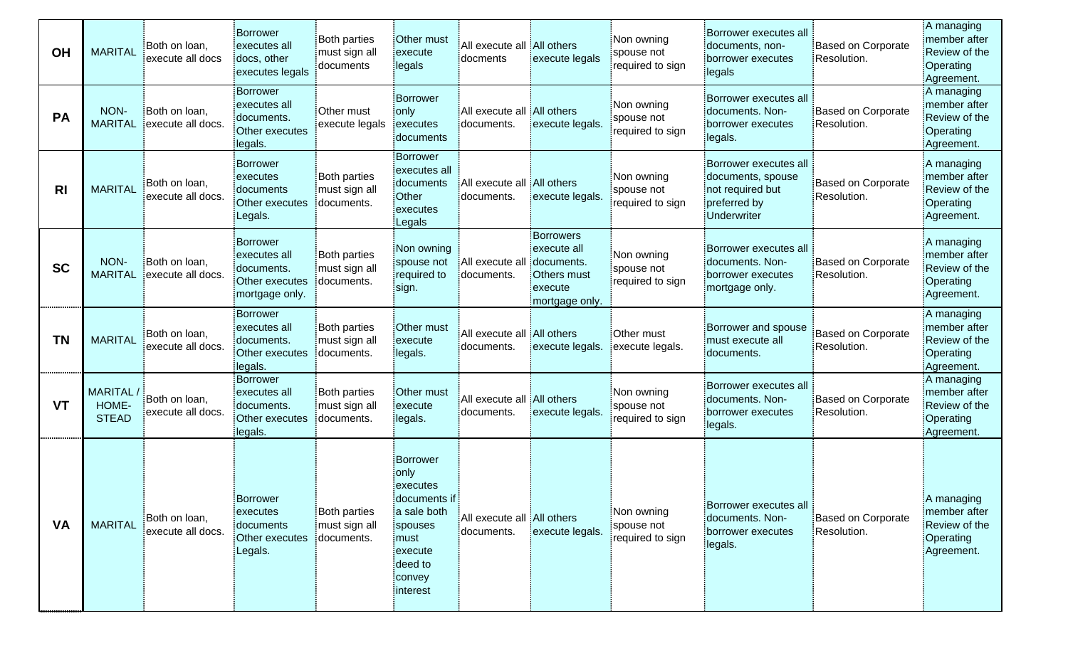| | | | | | | | | | | | |
|---|---|---|---|---|---|---|---|---|---|---|---|
| **OH** | MARITAL | Both on loan, execute all docs | Borrower executes all docs, other executes legals | Both parties must sign all documents | Other must execute legals | All execute all docments | All others execute legals | Non owning spouse not required to sign | Borrower executes all documents, non-borrower executes legals | Based on Corporate Resolution. | A managing member after Review of the Operating Agreement. |
| **PA** | NON-MARITAL | Both on loan, execute all docs. | Borrower executes all documents. Other executes legals. | Other must execute legals | Borrower only executes documents | All execute all documents. | All others execute legals. | Non owning spouse not required to sign | Borrower executes all documents. Non-borrower executes legals. | Based on Corporate Resolution. | A managing member after Review of the Operating Agreement. |
| **RI** | MARITAL | Both on loan, execute all docs. | Borrower executes documents Other executes Legals. | Both parties must sign all documents. | Borrower executes all documents Other executes Legals | All execute all documents. | All others execute legals. | Non owning spouse not required to sign | Borrower executes all documents, spouse not required but preferred by Underwriter | Based on Corporate Resolution. | A managing member after Review of the Operating Agreement. |
| **SC** | NON-MARITAL | Both on loan, execute all docs. | Borrower executes all documents. Other executes mortgage only. | Both parties must sign all documents. | Non owning spouse not required to sign. | All execute all documents. | Borrowers execute all documents. Others must execute mortgage only. | Non owning spouse not required to sign | Borrower executes all documents. Non-borrower executes mortgage only. | Based on Corporate Resolution. | A managing member after Review of the Operating Agreement. |
| **TN** | MARITAL | Both on loan, execute all docs. | Borrower executes all documents. Other executes legals. | Both parties must sign all documents. | Other must execute legals. | All execute all documents. | All others execute legals. | Other must execute legals. | Borrower and spouse must execute all documents. | Based on Corporate Resolution. | A managing member after Review of the Operating Agreement. |
| **VT** | MARITAL / HOME-STEAD | Both on loan, execute all docs. | Borrower executes all documents. Other executes legals. | Both parties must sign all documents. | Other must execute legals. | All execute all documents. | All others execute legals. | Non owning spouse not required to sign | Borrower executes all documents. Non-borrower executes legals. | Based on Corporate Resolution. | A managing member after Review of the Operating Agreement. |
| **VA** | MARITAL | Both on loan, execute all docs. | Borrower executes documents Other executes Legals. | Both parties must sign all documents. | Borrower only executes documents if a sale both spouses must execute deed to convey interest | All execute all documents. | All others execute legals. | Non owning spouse not required to sign | Borrower executes all documents. Non-borrower executes legals. | Based on Corporate Resolution. | A managing member after Review of the Operating Agreement. |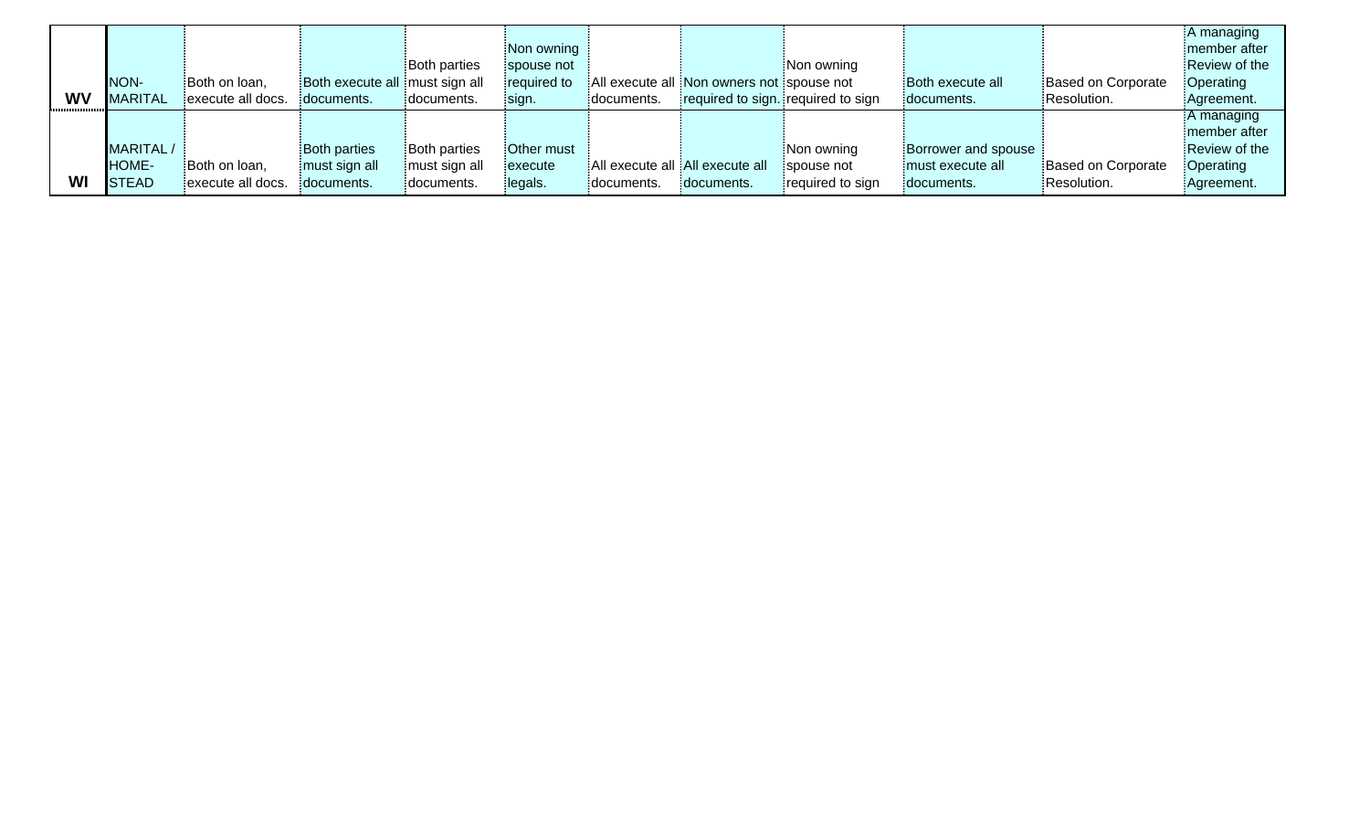| | | | | | | | | | | | |
|---|---|---|---|---|---|---|---|---|---|---|---|
| **WV** | NON-MARITAL | Both on loan, execute all docs. | Both execute all documents. | Both parties must sign all documents. | Non owning spouse not required to sign. | All execute all documents. | Non owners not required to sign. | Non owning spouse not required to sign | Both execute all documents. | Based on Corporate Resolution. | A managing member after Review of the Operating Agreement. |
| **WI** | MARITAL / HOME-STEAD | Both on loan, execute all docs. | Both parties must sign all documents. | Both parties must sign all documents. | Other must execute legals. | All execute all documents. | All execute all documents. | Non owning spouse not required to sign | Borrower and spouse must execute all documents. | Based on Corporate Resolution. | A managing member after Review of the Operating Agreement. |